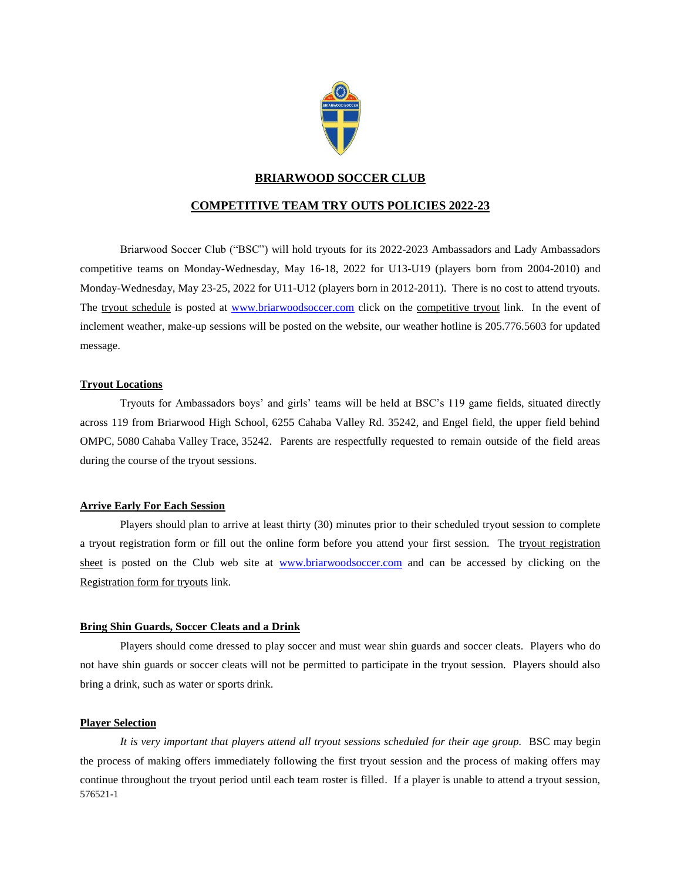# BRIARWOOD SOCCER CLUB

## COMPETITIVE TEAM TRY OUTS POLICIES 2022-23

Briarwood Soccer Club ("BSC") will hold tryouts for its 2022-2023 Ambassadors and Lady Ambassadors competitive teams on Monday-Wednesday, May 16-18, 2022 for U13-U19 (players born from 2004-2010) and Monday-Wednesday, May 23-25, 2022 for U11-U12 (players born in 2012-2011). There is no cost to attend tryouts. The tryout schedule is posted at www.briarwoodsoccer.com click on the competitive tryout link. In the event of inclement weather, make-up sessions will be posted on the website, our weather hotline is 205.776.5603 for updated message.

### Tryout Locations

Tryouts for Ambassadors boys' and girls' teams will be held at BSC's 119 game fields, situated directly across 119 from Briarwood High School, 6255 Cahaba Valley Rd. 35242, and Engel field, the upper field behind OMPC, 5080 Cahaba Valley Trace, 35242. Parents are respectfully requested to remain outside of the field areas during the course of the tryout sessions.

### Arrive Early For Each Session

Players should plan to arrive at least thirty (30) minutes prior to their scheduled tryout session to complete a tryout registration form or fill out the online form before you attend your first session. The tryout registration sheet is posted on the Club web site at www.briarwoodsoccer.com and can be accessed by clicking on the Registration form for tryouts link.

### Bring Shin Guards, Soccer Cleats and a Drink

Players should come dressed to play soccer and must wear shin guards and soccer cleats. Players who do not have shin guards or soccer cleats will not be permitted to participate in the tryout session. Players should also bring a drink, such as water or sports drink.

### Player Selection

*It is very important that players attend all tryout sessions scheduled for their age group.* BSC may begin the process of making offers immediately following the first tryout session and the process of making offers may continue throughout the tryout period until each team roster is filled. If a player is unable to attend a tryout session,

576521-1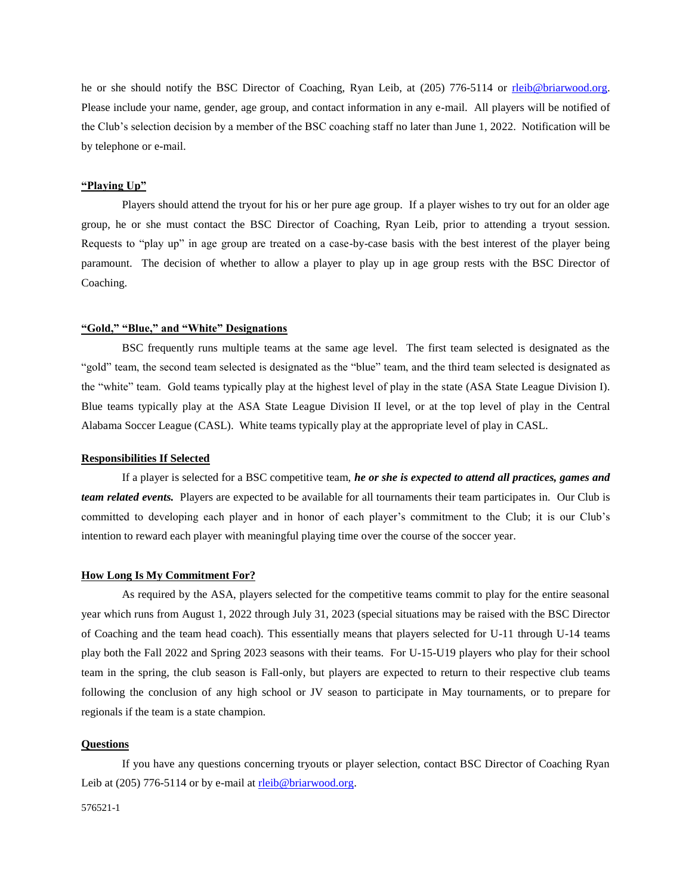he or she should notify the BSC Director of Coaching, Ryan Leib, at (205) 776-5114 or [rleib@briarwood.org](mailto:rleib@briarwood.org). Please include your name, gender, age group, and contact information in any e-mail. All players will be notified of the Club's selection decision by a member of the BSC coaching staff no later than June 1, 2022. Notification will be by telephone or e-mail.

**"Playing Up"**

Players should attend the tryout for his or her pure age group. If a player wishes to try out for an older age group, he or she must contact the BSC Director of Coaching, Ryan Leib, prior to attending a tryout session. Requests to "play up" in age group are treated on a case-by-case basis with the best interest of the player being paramount. The decision of whether to allow a player to play up in age group rests with the BSC Director of Coaching.

**"Gold," "Blue," and "White" Designations**

BSC frequently runs multiple teams at the same age level. The first team selected is designated as the "gold" team, the second team selected is designated as the "blue" team, and the third team selected is designated as the "white" team. Gold teams typically play at the highest level of play in the state (ASA State League Division I). Blue teams typically play at the ASA State League Division II level, or at the top level of play in the Central Alabama Soccer League (CASL). White teams typically play at the appropriate level of play in CASL.

**Responsibilities If Selected**

If a player is selected for a BSC competitive team, ***he or she is expected to attend all practices, games and team related events.*** Players are expected to be available for all tournaments their team participates in. Our Club is committed to developing each player and in honor of each player's commitment to the Club; it is our Club's intention to reward each player with meaningful playing time over the course of the soccer year.

**How Long Is My Commitment For?**

As required by the ASA, players selected for the competitive teams commit to play for the entire seasonal year which runs from August 1, 2022 through July 31, 2023 (special situations may be raised with the BSC Director of Coaching and the team head coach). This essentially means that players selected for U-11 through U-14 teams play both the Fall 2022 and Spring 2023 seasons with their teams. For U-15-U19 players who play for their school team in the spring, the club season is Fall-only, but players are expected to return to their respective club teams following the conclusion of any high school or JV season to participate in May tournaments, or to prepare for regionals if the team is a state champion.

**Questions**

If you have any questions concerning tryouts or player selection, contact BSC Director of Coaching Ryan Leib at (205) 776-5114 or by e-mail at [rleib@briarwood.org](mailto:rleib@briarwood.org).

576521-1